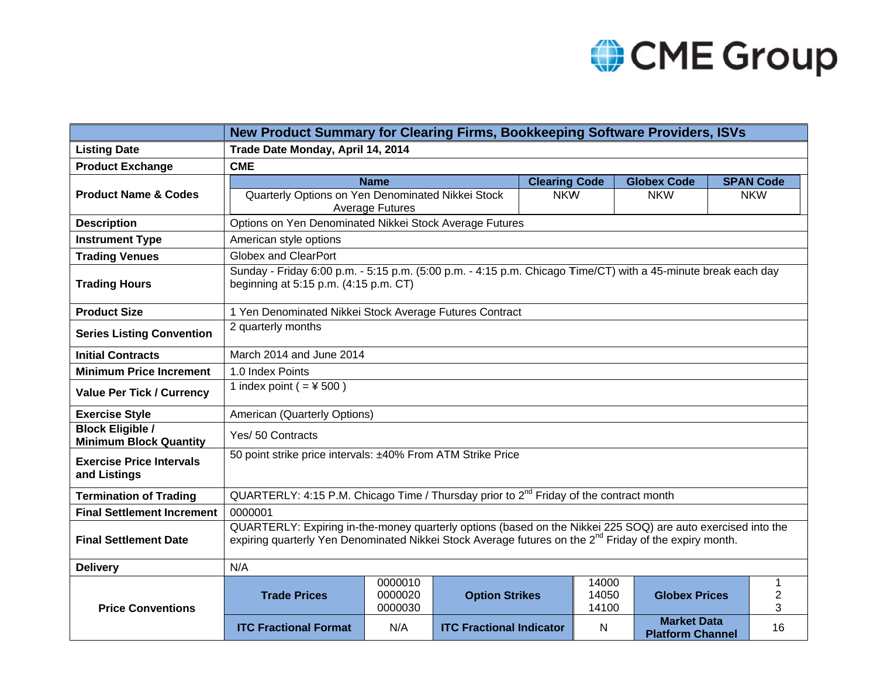| | New Product Summary for Clearing Firms, Bookkeeping Software Providers, ISVs | | | | | |
|---|---|---|---|---|---|---|
| **Listing Date** | **Trade Date Monday, April 14, 2014** | | | | | |
| **Product Exchange** | **CME** | | | | | |
| **Product Name & Codes** | **Name**: Quarterly Options on Yen Denominated Nikkei Stock Average Futures | **Clearing Code**: NKW | **Globex Code**: NKW | **SPAN Code**: NKW | | |
| **Description** | Options on Yen Denominated Nikkei Stock Average Futures | | | | | |
| **Instrument Type** | American style options | | | | | |
| **Trading Venues** | Globex and ClearPort | | | | | |
| **Trading Hours** | Sunday - Friday 6:00 p.m. - 5:15 p.m. (5:00 p.m. - 4:15 p.m. Chicago Time/CT) with a 45-minute break each day beginning at 5:15 p.m. (4:15 p.m. CT) | | | | | |
| **Product Size** | 1 Yen Denominated Nikkei Stock Average Futures Contract | | | | | |
| **Series Listing Convention** | 2 quarterly months | | | | | |
| **Initial Contracts** | March 2014 and June 2014 | | | | | |
| **Minimum Price Increment** | 1.0 Index Points | | | | | |
| **Value Per Tick / Currency** | 1 index point ( = ¥ 500 ) | | | | | |
| **Exercise Style** | American (Quarterly Options) | | | | | |
| **Block Eligible / Minimum Block Quantity** | Yes/ 50 Contracts | | | | | |
| **Exercise Price Intervals and Listings** | 50 point strike price intervals: ±40% From ATM Strike Price | | | | | |
| **Termination of Trading** | QUARTERLY: 4:15 P.M. Chicago Time / Thursday prior to 2nd Friday of the contract month | | | | | |
| **Final Settlement Increment** | 0000001 | | | | | |
| **Final Settlement Date** | QUARTERLY: Expiring in-the-money quarterly options (based on the Nikkei 225 SOQ) are auto exercised into the expiring quarterly Yen Denominated Nikkei Stock Average futures on the 2nd Friday of the expiry month. | | | | | |
| **Delivery** | N/A | | | | | |
| **Price Conventions** | **Trade Prices** | 0000010<br>0000020<br>0000030 | **Option Strikes** | 14000<br>14050<br>14100 | **Globex Prices** | 1<br>2<br>3 |
| | **ITC Fractional Format** | N/A | **ITC Fractional Indicator** | N | **Market Data Platform Channel** | 16 |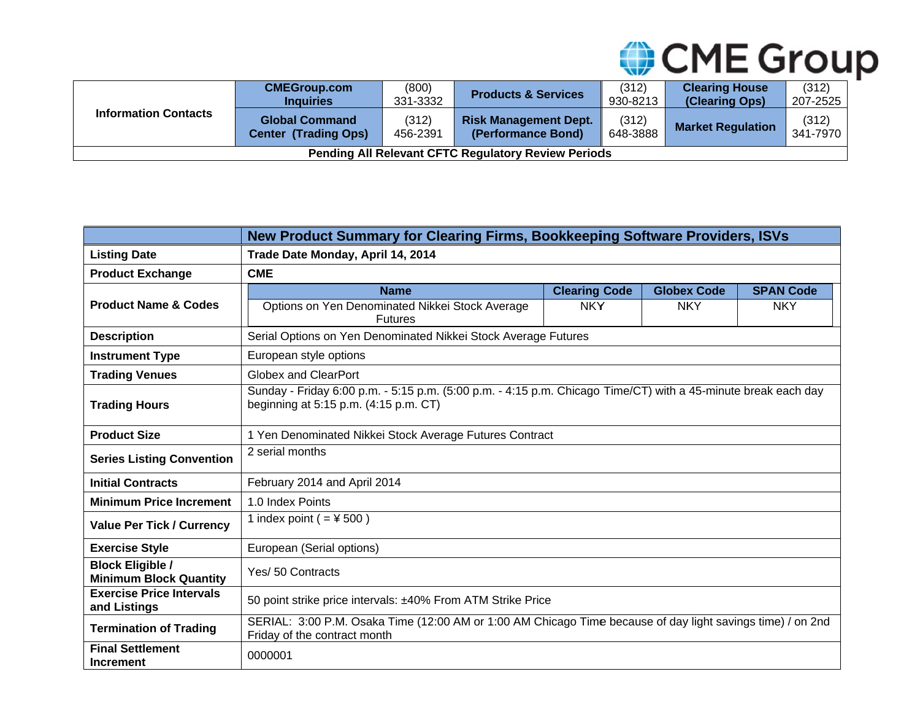| Information Contacts | CMEGroup.com Inquiries | (800) 331-3332 | Products & Services | (312) 930-8213 | Clearing House (Clearing Ops) | (312) 207-2525 |
|---|---|---|---|---|---|---|
| | Global Command Center (Trading Ops) | (312) 456-2391 | Risk Management Dept. (Performance Bond) | (312) 648-3888 | Market Regulation | (312) 341-7970 |
| **Pending All Relevant CFTC Regulatory Review Periods** | | | | | | |

| | **New Product Summary for Clearing Firms, Bookkeeping Software Providers, ISVs** | | | |
|---|---|---|---|---|
| **Listing Date** | **Trade Date Monday, April 14, 2014** | | | |
| **Product Exchange** | **CME** | | | |
| **Product Name & Codes** | **Name** | **Clearing Code** | **Globex Code** | **SPAN Code** |
| | Options on Yen Denominated Nikkei Stock Average Futures | NKY | NKY | NKY |
| **Description** | Serial Options on Yen Denominated Nikkei Stock Average Futures | | | |
| **Instrument Type** | European style options | | | |
| **Trading Venues** | Globex and ClearPort | | | |
| **Trading Hours** | Sunday - Friday 6:00 p.m. - 5:15 p.m. (5:00 p.m. - 4:15 p.m. Chicago Time/CT) with a 45-minute break each day beginning at 5:15 p.m. (4:15 p.m. CT) | | | |
| **Product Size** | 1 Yen Denominated Nikkei Stock Average Futures Contract | | | |
| **Series Listing Convention** | 2 serial months | | | |
| **Initial Contracts** | February 2014 and April 2014 | | | |
| **Minimum Price Increment** | 1.0 Index Points | | | |
| **Value Per Tick / Currency** | 1 index point ( = ¥ 500 ) | | | |
| **Exercise Style** | European (Serial options) | | | |
| **Block Eligible / Minimum Block Quantity** | Yes/ 50 Contracts | | | |
| **Exercise Price Intervals and Listings** | 50 point strike price intervals: ±40% From ATM Strike Price | | | |
| **Termination of Trading** | SERIAL: 3:00 P.M. Osaka Time (12:00 AM or 1:00 AM Chicago Time because of day light savings time) / on 2nd Friday of the contract month | | | |
| **Final Settlement Increment** | 0000001 | | | |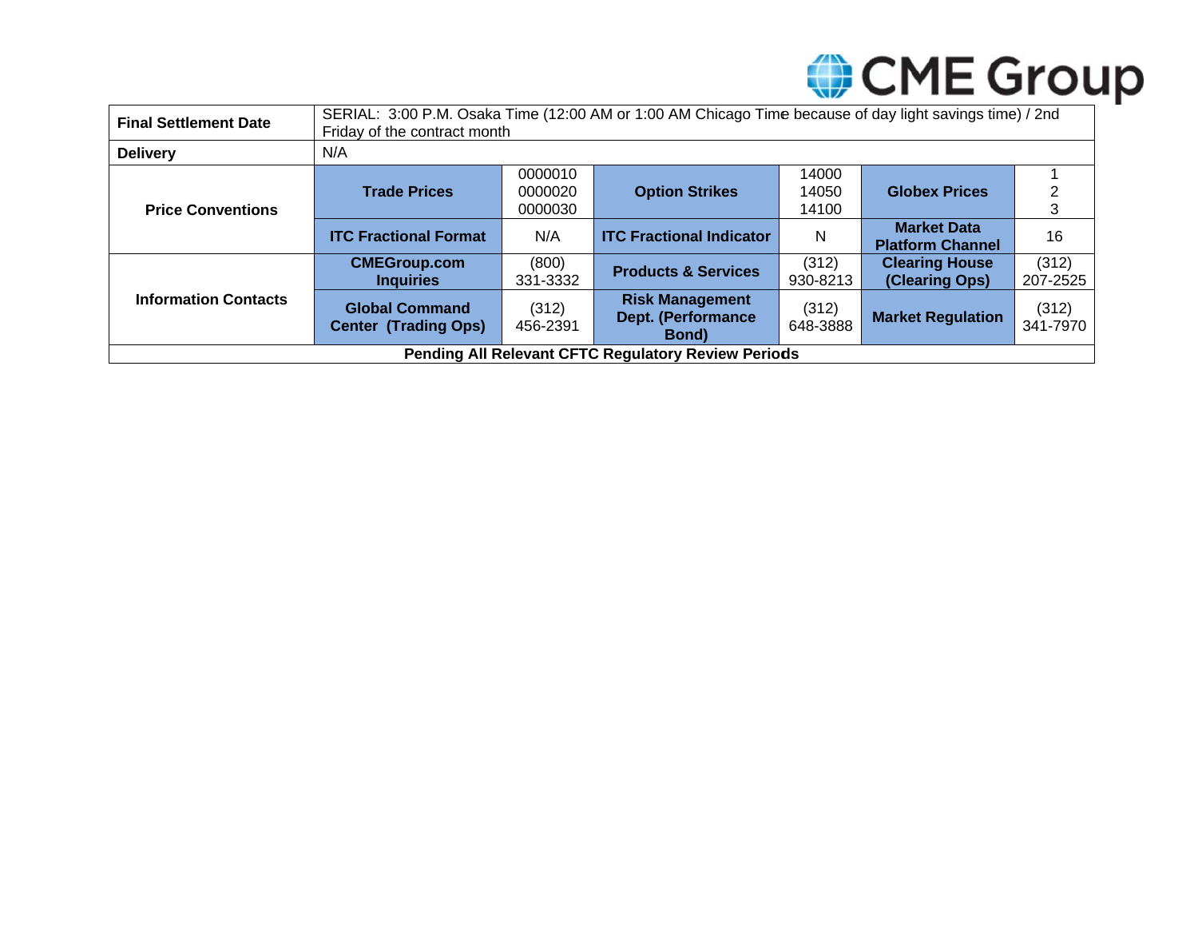| | | | | | | |
|---|---|---|---|---|---|---|
| **Final Settlement Date** | SERIAL: 3:00 P.M. Osaka Time (12:00 AM or 1:00 AM Chicago Time because of day light savings time) / 2nd Friday of the contract month | | | | | |
| **Delivery** | N/A | | | | | |
| **Price Conventions** | **Trade Prices** | 0000010<br>0000020<br>0000030 | **Option Strikes** | 14000<br>14050<br>14100 | **Globex Prices** | 1<br>2<br>3 |
| | **ITC Fractional Format** | N/A | **ITC Fractional Indicator** | N | **Market Data Platform Channel** | 16 |
| **Information Contacts** | **CMEGroup.com Inquiries** | (800) 331-3332 | **Products & Services** | (312) 930-8213 | **Clearing House (Clearing Ops)** | (312) 207-2525 |
| | **Global Command Center (Trading Ops)** | (312) 456-2391 | **Risk Management Dept. (Performance Bond)** | (312) 648-3888 | **Market Regulation** | (312) 341-7970 |
| **Pending All Relevant CFTC Regulatory Review Periods** | | | | | | |